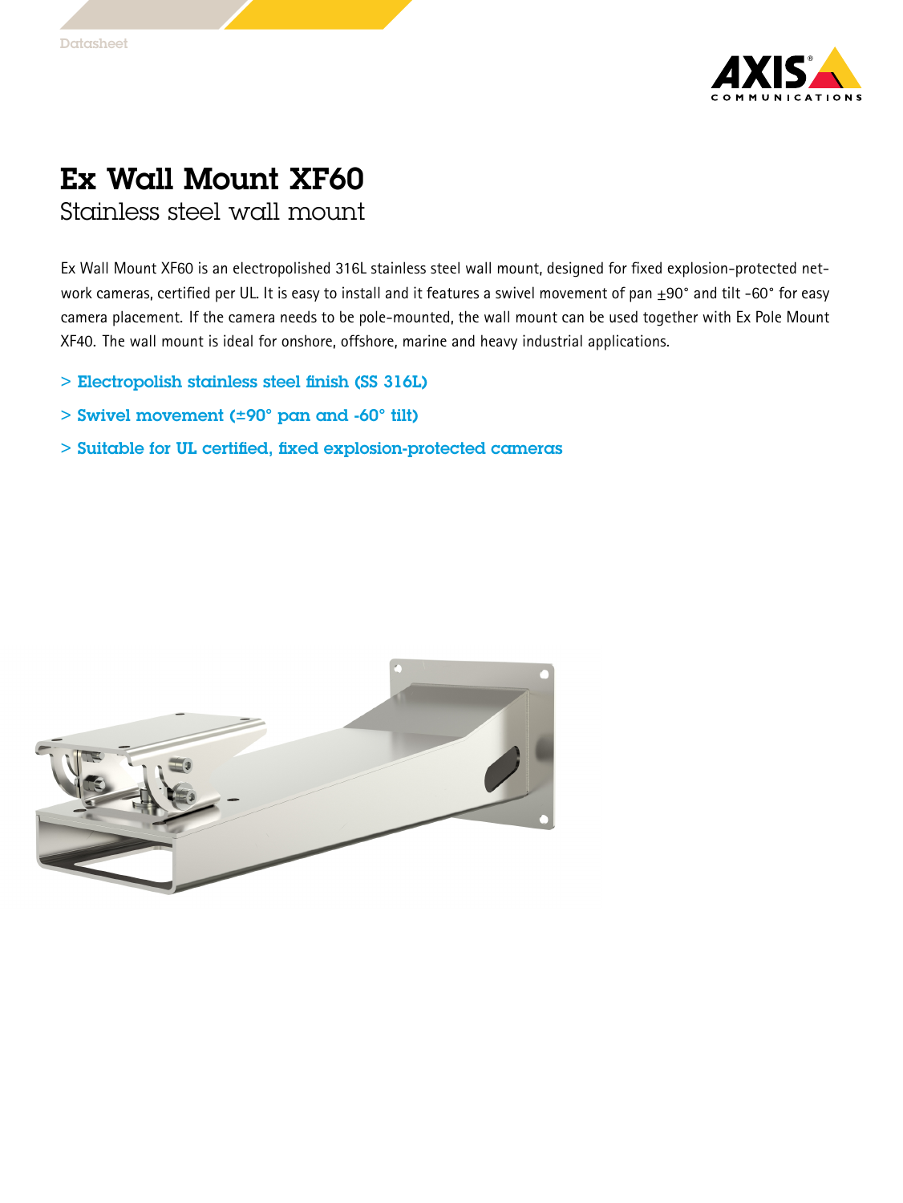Datasheet

# Ex Wall Mount XF60

## Stainless steel wall mount

Ex Wall Mount XF60 is an electropolished 316L stainless steel wall mount, designed for fixed explosion-protected network cameras, certified per UL. It is easy to install and it features a swivel movement of pan ±90° and tilt -60° for easy camera placement. If the camera needs to be pole-mounted, the wall mount can be used together with Ex Pole Mount XF40. The wall mount is ideal for onshore, offshore, marine and heavy industrial applications.

- Electropolish stainless steel finish (SS 316L)
- Swivel movement (±90° pan and -60° tilt)
- Suitable for UL certified, fixed explosion-protected cameras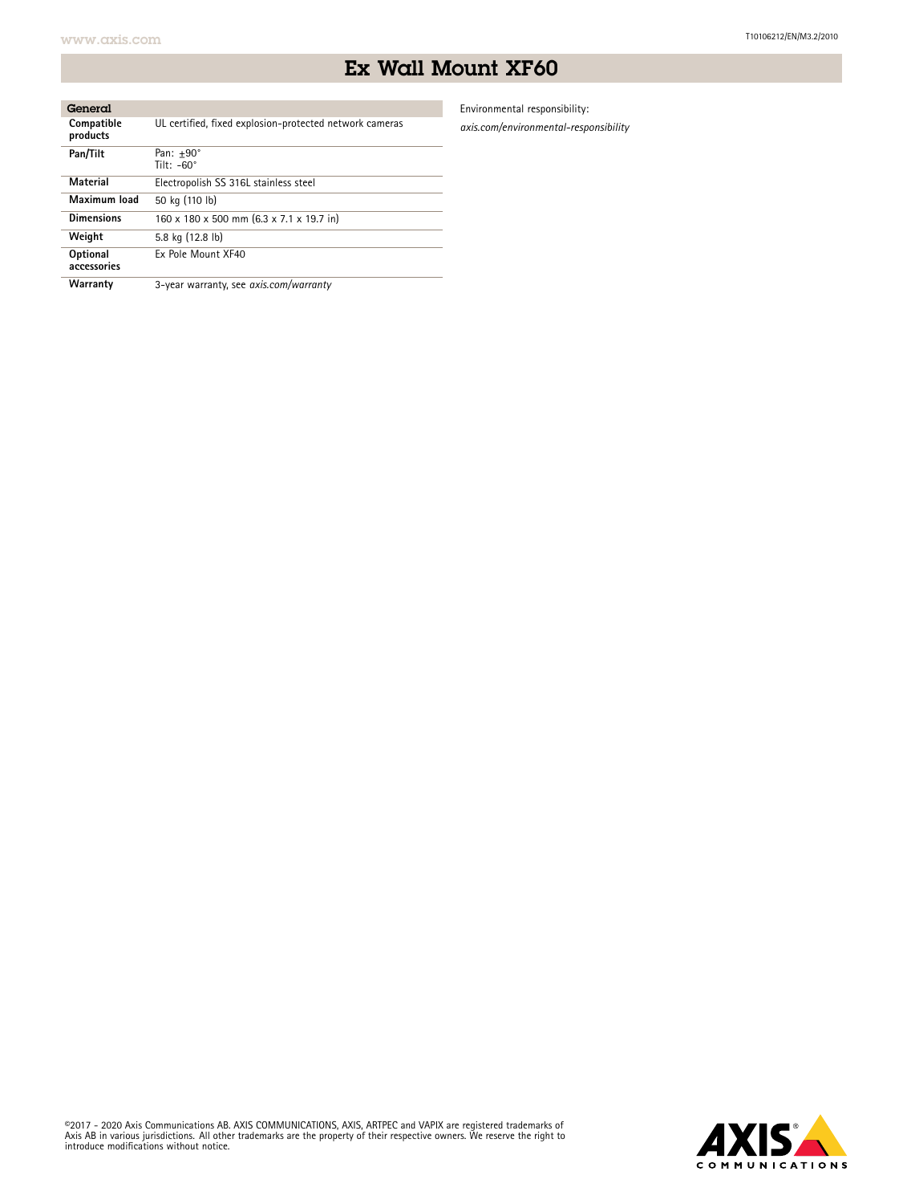# Ex Wall Mount XF60

## General

| | |
|---|---|
| **Compatible products** | UL certified, fixed explosion-protected network cameras |
| **Pan/Tilt** | Pan: ±90°<br>Tilt: -60° |
| **Material** | Electropolish SS 316L stainless steel |
| **Maximum load** | 50 kg (110 lb) |
| **Dimensions** | 160 x 180 x 500 mm (6.3 x 7.1 x 19.7 in) |
| **Weight** | 5.8 kg (12.8 lb) |
| **Optional accessories** | Ex Pole Mount XF40 |
| **Warranty** | 3-year warranty, see *axis.com/warranty* |

Environmental responsibility:

*axis.com/environmental-responsibility*

©2017 - 2020 Axis Communications AB. AXIS COMMUNICATIONS, AXIS, ARTPEC and VAPIX are registered trademarks of Axis AB in various jurisdictions. All other trademarks are the property of their respective owners. We reserve the right to introduce modifications without notice.